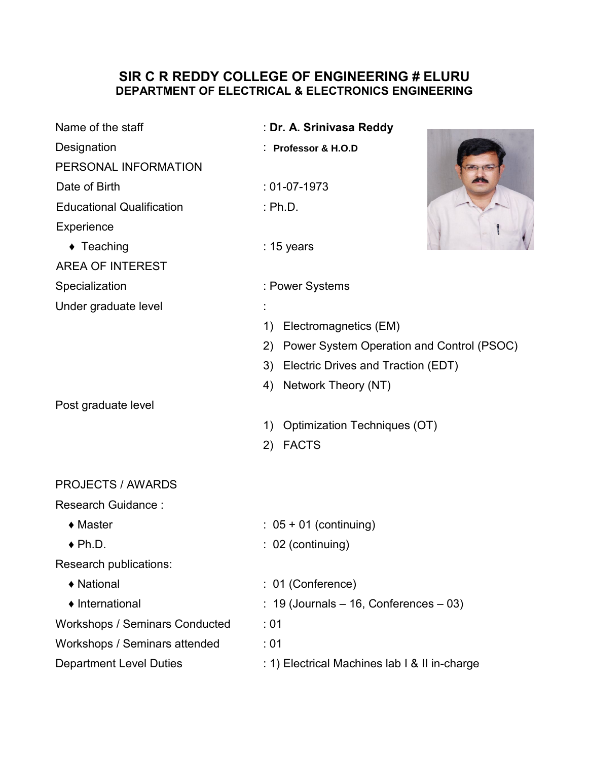# SIR C R REDDY COLLEGE OF ENGINEERING # ELURU

## DEPARTMENT OF ELECTRICAL & ELECTRONICS ENGINEERING

Name of the staff : **Dr. A. Srinivasa Reddy**

Designation : **Professor & H.O.D**

PERSONAL INFORMATION

Date of Birth : 01-07-1973

Educational Qualification : Ph.D.

Experience

- Teaching : 15 years

AREA OF INTEREST

Specialization : Power Systems

Under graduate level :

1) Electromagnetics (EM)
2) Power System Operation and Control (PSOC)
3) Electric Drives and Traction (EDT)
4) Network Theory (NT)

Post graduate level

1) Optimization Techniques (OT)
2) FACTS

PROJECTS / AWARDS

Research Guidance :

- Master : 05 + 01 (continuing)
- Ph.D. : 02 (continuing)

Research publications:

- National : 01 (Conference)
- International : 19 (Journals – 16, Conferences – 03)

Workshops / Seminars Conducted : 01

Workshops / Seminars attended : 01

Department Level Duties : 1) Electrical Machines lab I & II in-charge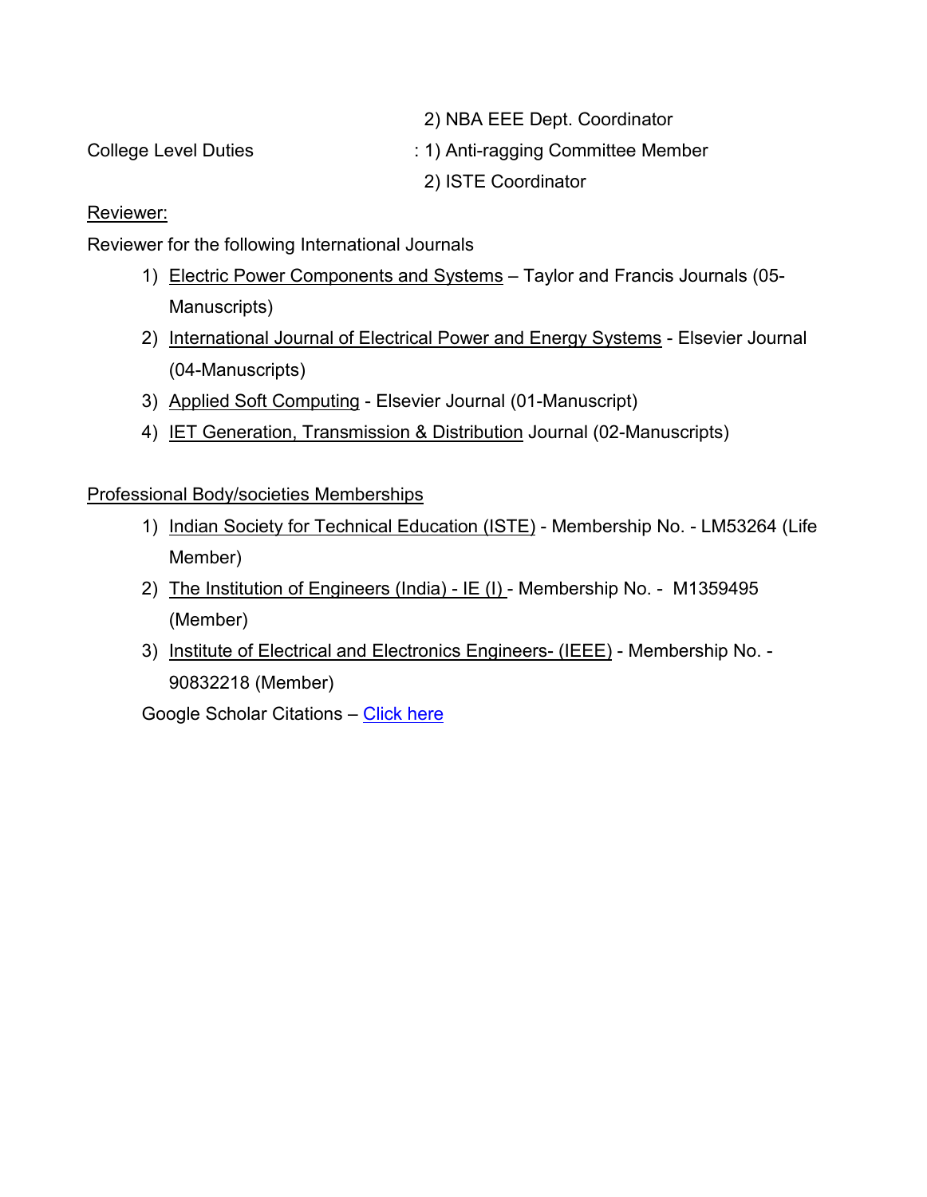| | |
|---|---|
| | 2) NBA EEE Dept. Coordinator |
| College Level Duties | : 1) Anti-ragging Committee Member |
| | 2) ISTE Coordinator |

Reviewer:

Reviewer for the following International Journals

1) Electric Power Components and Systems – Taylor and Francis Journals (05-Manuscripts)
2) International Journal of Electrical Power and Energy Systems - Elsevier Journal (04-Manuscripts)
3) Applied Soft Computing - Elsevier Journal (01-Manuscript)
4) IET Generation, Transmission & Distribution Journal (02-Manuscripts)

Professional Body/societies Memberships

1) Indian Society for Technical Education (ISTE) - Membership No. - LM53264 (Life Member)
2) The Institution of Engineers (India) - IE (I) - Membership No. - M1359495 (Member)
3) Institute of Electrical and Electronics Engineers- (IEEE) - Membership No. - 90832218 (Member)

Google Scholar Citations – Click here